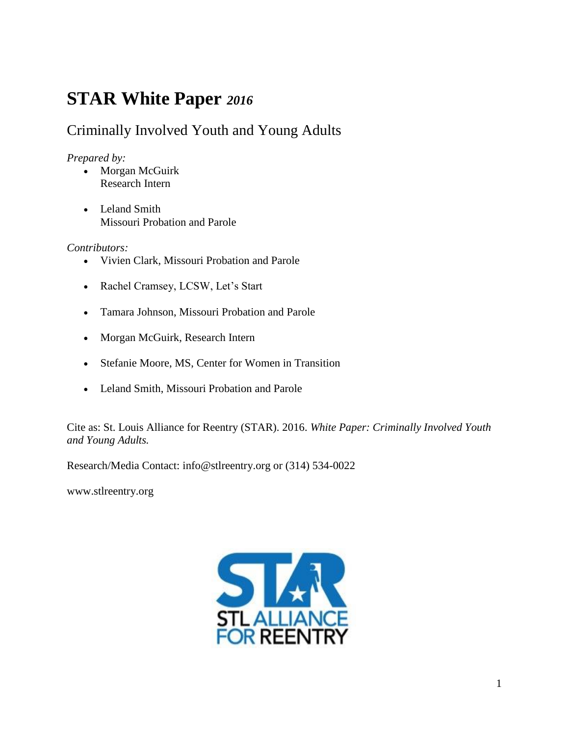# STAR White Paper *2016*

## Criminally Involved Youth and Young Adults

*Prepared by:*

- Morgan McGuirk
  Research Intern

- Leland Smith
  Missouri Probation and Parole

*Contributors:*

- Vivien Clark, Missouri Probation and Parole
- Rachel Cramsey, LCSW, Let's Start
- Tamara Johnson, Missouri Probation and Parole
- Morgan McGuirk, Research Intern
- Stefanie Moore, MS, Center for Women in Transition
- Leland Smith, Missouri Probation and Parole

Cite as: St. Louis Alliance for Reentry (STAR). 2016. *White Paper: Criminally Involved Youth and Young Adults.*

Research/Media Contact: info@stlreentry.org or (314) 534-0022

www.stlreentry.org

STAR
STL ALLIANCE FOR REENTRY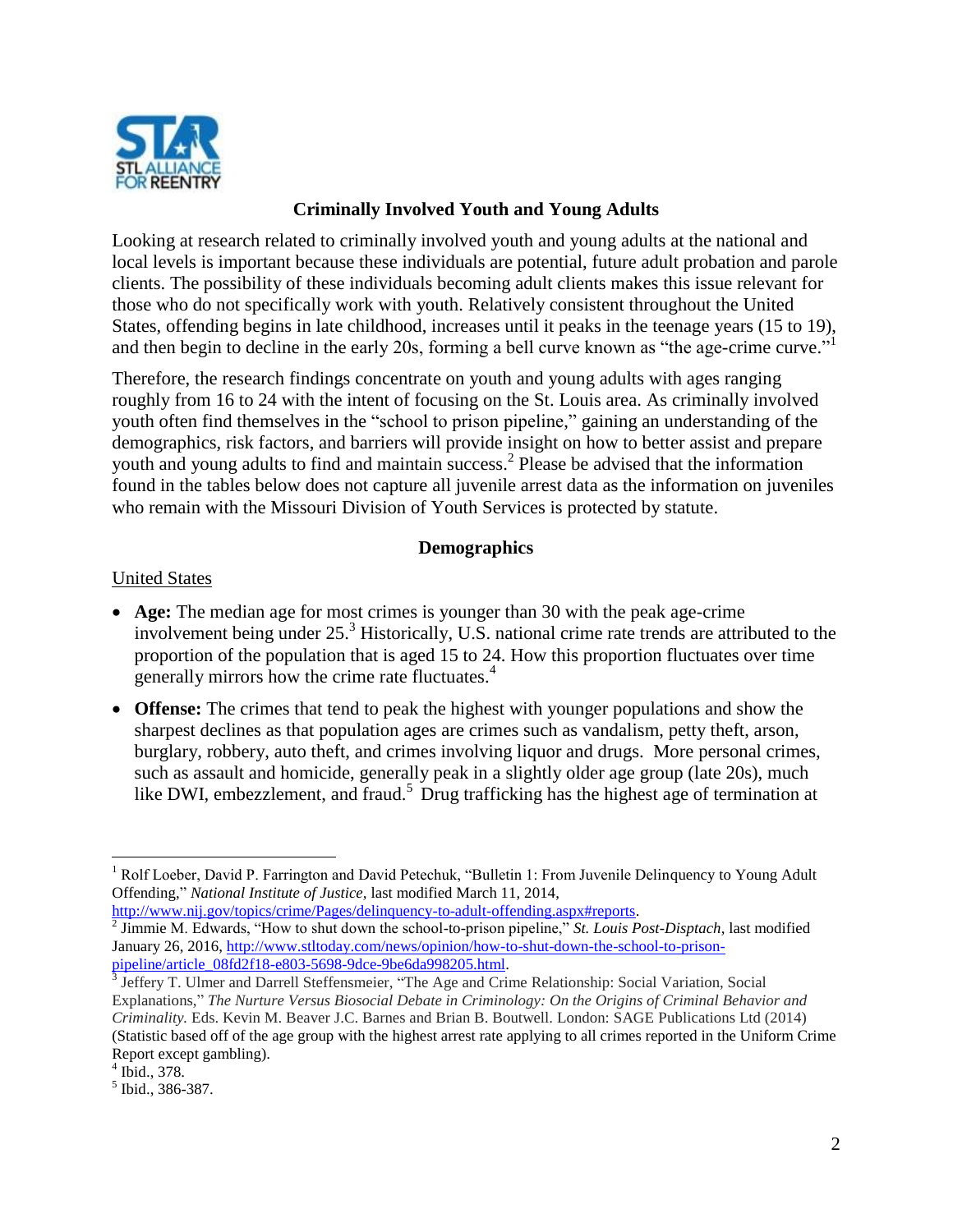## Criminally Involved Youth and Young Adults

Looking at research related to criminally involved youth and young adults at the national and local levels is important because these individuals are potential, future adult probation and parole clients. The possibility of these individuals becoming adult clients makes this issue relevant for those who do not specifically work with youth. Relatively consistent throughout the United States, offending begins in late childhood, increases until it peaks in the teenage years (15 to 19), and then begin to decline in the early 20s, forming a bell curve known as "the age-crime curve."[1]

Therefore, the research findings concentrate on youth and young adults with ages ranging roughly from 16 to 24 with the intent of focusing on the St. Louis area. As criminally involved youth often find themselves in the "school to prison pipeline," gaining an understanding of the demographics, risk factors, and barriers will provide insight on how to better assist and prepare youth and young adults to find and maintain success.[2] Please be advised that the information found in the tables below does not capture all juvenile arrest data as the information on juveniles who remain with the Missouri Division of Youth Services is protected by statute.

### Demographics

United States

- **Age:** The median age for most crimes is younger than 30 with the peak age-crime involvement being under 25.[3] Historically, U.S. national crime rate trends are attributed to the proportion of the population that is aged 15 to 24. How this proportion fluctuates over time generally mirrors how the crime rate fluctuates.[4]
- **Offense:** The crimes that tend to peak the highest with younger populations and show the sharpest declines as that population ages are crimes such as vandalism, petty theft, arson, burglary, robbery, auto theft, and crimes involving liquor and drugs. More personal crimes, such as assault and homicide, generally peak in a slightly older age group (late 20s), much like DWI, embezzlement, and fraud.[5] Drug trafficking has the highest age of termination at

---

[1] Rolf Loeber, David P. Farrington and David Petechuk, "Bulletin 1: From Juvenile Delinquency to Young Adult Offending," *National Institute of Justice*, last modified March 11, 2014, http://www.nij.gov/topics/crime/Pages/delinquency-to-adult-offending.aspx#reports.

[2] Jimmie M. Edwards, "How to shut down the school-to-prison pipeline," *St. Louis Post-Disptach*, last modified January 26, 2016, http://www.stltoday.com/news/opinion/how-to-shut-down-the-school-to-prison-pipeline/article_08fd2f18-e803-5698-9dce-9be6da998205.html.

[3] Jeffery T. Ulmer and Darrell Steffensmeier, "The Age and Crime Relationship: Social Variation, Social Explanations," *The Nurture Versus Biosocial Debate in Criminology: On the Origins of Criminal Behavior and Criminality.* Eds. Kevin M. Beaver J.C. Barnes and Brian B. Boutwell. London: SAGE Publications Ltd (2014) (Statistic based off of the age group with the highest arrest rate applying to all crimes reported in the Uniform Crime Report except gambling).

[4] Ibid., 378.

[5] Ibid., 386-387.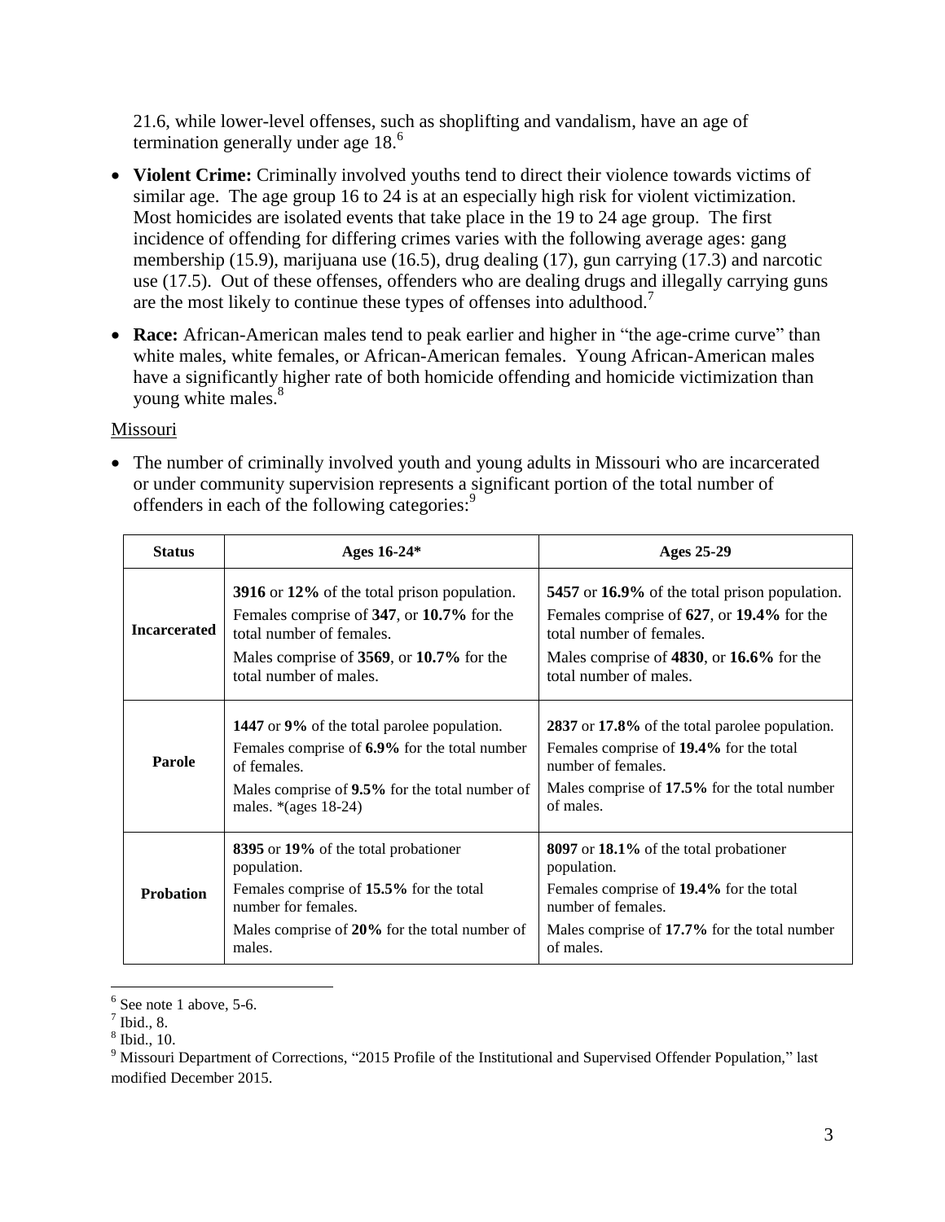21.6, while lower-level offenses, such as shoplifting and vandalism, have an age of termination generally under age 18.[6]

- **Violent Crime:** Criminally involved youths tend to direct their violence towards victims of similar age. The age group 16 to 24 is at an especially high risk for violent victimization. Most homicides are isolated events that take place in the 19 to 24 age group. The first incidence of offending for differing crimes varies with the following average ages: gang membership (15.9), marijuana use (16.5), drug dealing (17), gun carrying (17.3) and narcotic use (17.5). Out of these offenses, offenders who are dealing drugs and illegally carrying guns are the most likely to continue these types of offenses into adulthood.[7]
- **Race:** African-American males tend to peak earlier and higher in "the age-crime curve" than white males, white females, or African-American females. Young African-American males have a significantly higher rate of both homicide offending and homicide victimization than young white males.[8]

Missouri

- The number of criminally involved youth and young adults in Missouri who are incarcerated or under community supervision represents a significant portion of the total number of offenders in each of the following categories:[9]

| Status | Ages 16-24* | Ages 25-29 |
|---|---|---|
| **Incarcerated** | **3916** or **12%** of the total prison population. Females comprise of **347**, or **10.7%** for the total number of females. Males comprise of **3569**, or **10.7%** for the total number of males. | **5457** or **16.9%** of the total prison population. Females comprise of **627**, or **19.4%** for the total number of females. Males comprise of **4830**, or **16.6%** for the total number of males. |
| **Parole** | **1447** or **9%** of the total parolee population. Females comprise of **6.9%** for the total number of females. Males comprise of **9.5%** for the total number of males. *(ages 18-24) | **2837** or **17.8%** of the total parolee population. Females comprise of **19.4%** for the total number of females. Males comprise of **17.5%** for the total number of males. |
| **Probation** | **8395** or **19%** of the total probationer population. Females comprise of **15.5%** for the total number for females. Males comprise of **20%** for the total number of males. | **8097** or **18.1%** of the total probationer population. Females comprise of **19.4%** for the total number of females. Males comprise of **17.7%** for the total number of males. |

[6] See note 1 above, 5-6.
[7] Ibid., 8.
[8] Ibid., 10.
[9] Missouri Department of Corrections, "2015 Profile of the Institutional and Supervised Offender Population," last modified December 2015.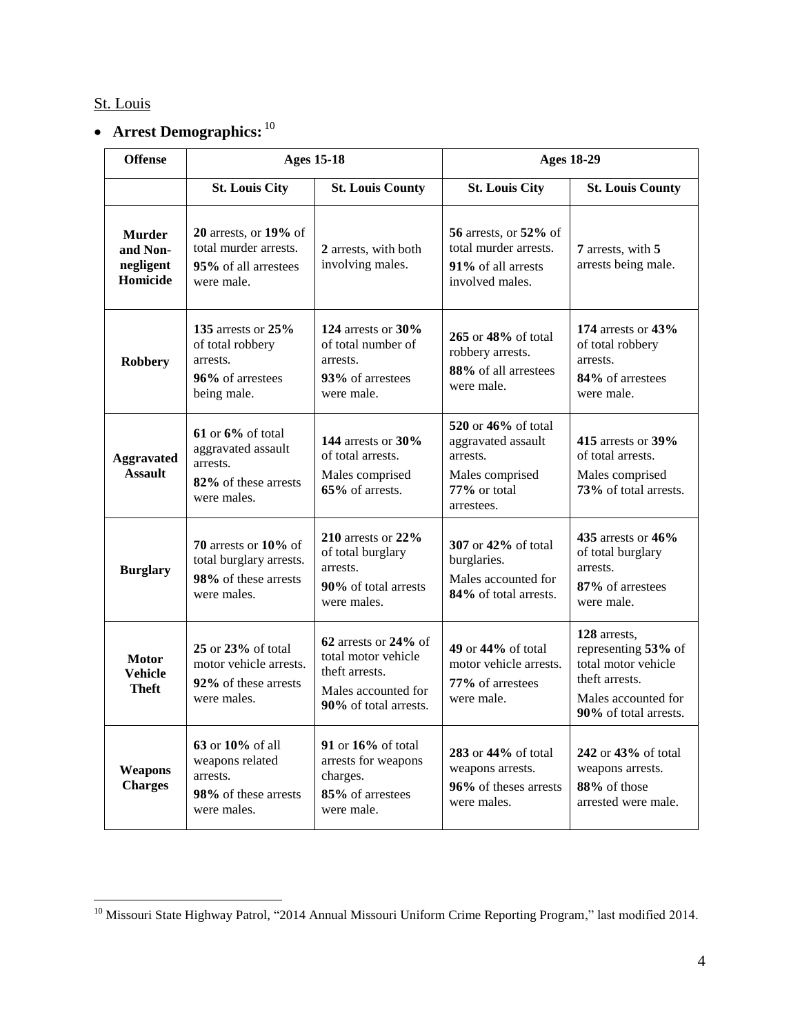St. Louis

- **Arrest Demographics:** [10]

| Offense | Ages 15-18 | | Ages 18-29 | |
|---|---|---|---|---|
| | **St. Louis City** | **St. Louis County** | **St. Louis City** | **St. Louis County** |
| **Murder and Non-negligent Homicide** | **20** arrests, or **19%** of total murder arrests. **95%** of all arrestees were male. | **2** arrests, with both involving males. | **56** arrests, or **52%** of total murder arrests. **91%** of all arrests involved males. | **7** arrests, with **5** arrests being male. |
| **Robbery** | **135** arrests or **25%** of total robbery arrests. **96%** of arrestees being male. | **124** arrests or **30%** of total number of arrests. **93%** of arrestees were male. | **265** or **48%** of total robbery arrests. **88%** of all arrestees were male. | **174** arrests or **43%** of total robbery arrests. **84%** of arrestees were male. |
| **Aggravated Assault** | **61** or **6%** of total aggravated assault arrests. **82%** of these arrests were males. | **144** arrests or **30%** of total arrests. Males comprised **65%** of arrests. | **520** or **46%** of total aggravated assault arrests. Males comprised **77%** or total arrestees. | **415** arrests or **39%** of total arrests. Males comprised **73%** of total arrests. |
| **Burglary** | **70** arrests or **10%** of total burglary arrests. **98%** of these arrests were males. | **210** arrests or **22%** of total burglary arrests. **90%** of total arrests were males. | **307** or **42%** of total burglaries. Males accounted for **84%** of total arrests. | **435** arrests or **46%** of total burglary arrests. **87%** of arrestees were male. |
| **Motor Vehicle Theft** | **25** or **23%** of total motor vehicle arrests. **92%** of these arrests were males. | **62** arrests or **24%** of total motor vehicle theft arrests. Males accounted for **90%** of total arrests. | **49** or **44%** of total motor vehicle arrests. **77%** of arrestees were male. | **128** arrests, representing **53%** of total motor vehicle theft arrests. Males accounted for **90%** of total arrests. |
| **Weapons Charges** | **63** or **10%** of all weapons related arrests. **98%** of these arrests were males. | **91** or **16%** of total arrests for weapons charges. **85%** of arrestees were male. | **283** or **44%** of total weapons arrests. **96%** of theses arrests were males. | **242** or **43%** of total weapons arrests. **88%** of those arrested were male. |

[10] Missouri State Highway Patrol, "2014 Annual Missouri Uniform Crime Reporting Program," last modified 2014.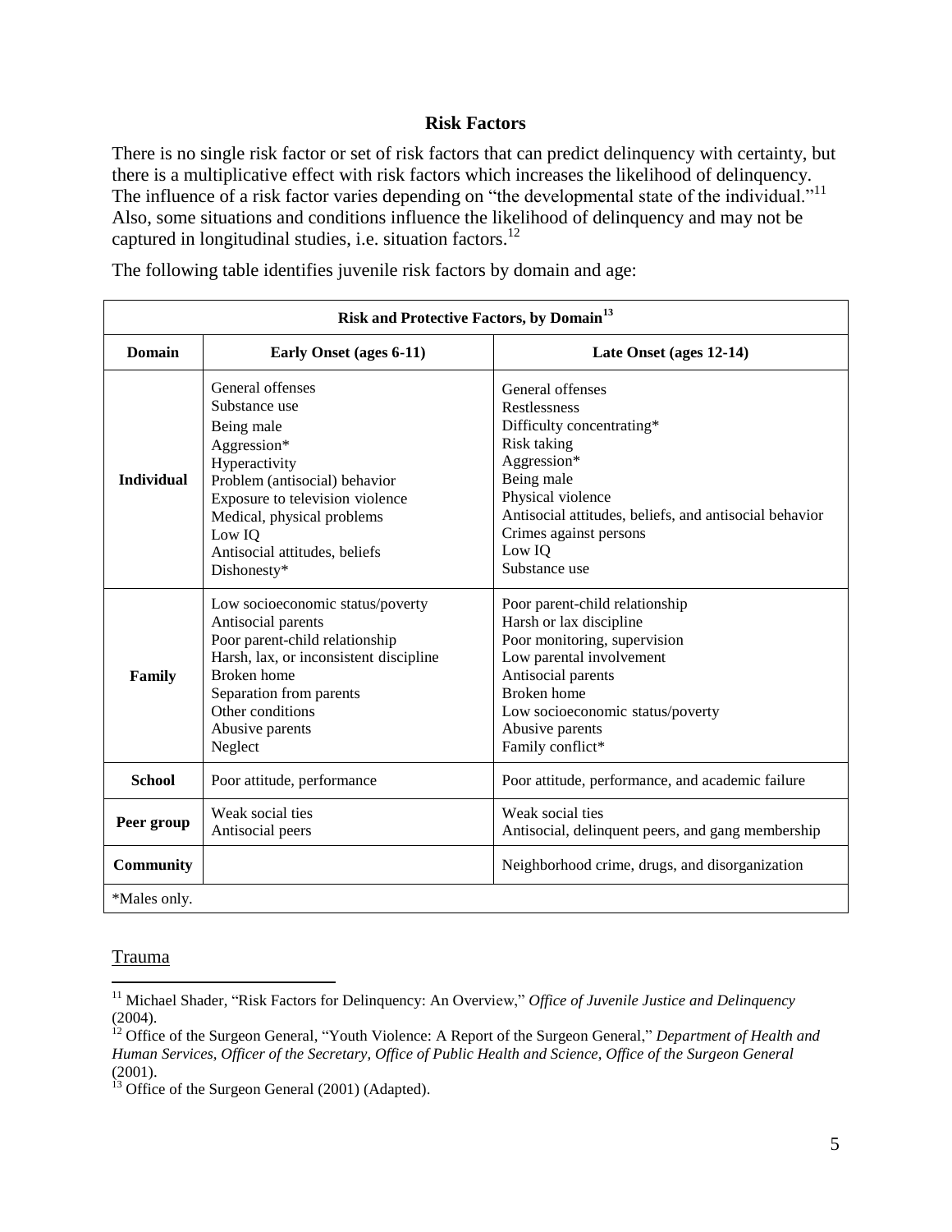## Risk Factors

There is no single risk factor or set of risk factors that can predict delinquency with certainty, but there is a multiplicative effect with risk factors which increases the likelihood of delinquency. The influence of a risk factor varies depending on "the developmental state of the individual."[11] Also, some situations and conditions influence the likelihood of delinquency and may not be captured in longitudinal studies, i.e. situation factors.[12]

The following table identifies juvenile risk factors by domain and age:

| Risk and Protective Factors, by Domain[13] | | |
|---|---|---|
| **Domain** | **Early Onset (ages 6-11)** | **Late Onset (ages 12-14)** |
| **Individual** | General offenses<br>Substance use<br>Being male<br>Aggression*<br>Hyperactivity<br>Problem (antisocial) behavior<br>Exposure to television violence<br>Medical, physical problems<br>Low IQ<br>Antisocial attitudes, beliefs<br>Dishonesty* | General offenses<br>Restlessness<br>Difficulty concentrating*<br>Risk taking<br>Aggression*<br>Being male<br>Physical violence<br>Antisocial attitudes, beliefs, and antisocial behavior<br>Crimes against persons<br>Low IQ<br>Substance use |
| **Family** | Low socioeconomic status/poverty<br>Antisocial parents<br>Poor parent-child relationship<br>Harsh, lax, or inconsistent discipline<br>Broken home<br>Separation from parents<br>Other conditions<br>Abusive parents<br>Neglect | Poor parent-child relationship<br>Harsh or lax discipline<br>Poor monitoring, supervision<br>Low parental involvement<br>Antisocial parents<br>Broken home<br>Low socioeconomic status/poverty<br>Abusive parents<br>Family conflict* |
| **School** | Poor attitude, performance | Poor attitude, performance, and academic failure |
| **Peer group** | Weak social ties<br>Antisocial peers | Weak social ties<br>Antisocial, delinquent peers, and gang membership |
| **Community** | | Neighborhood crime, drugs, and disorganization |
| *Males only. | | |

### Trauma

---

[11] Michael Shader, "Risk Factors for Delinquency: An Overview," *Office of Juvenile Justice and Delinquency* (2004).

[12] Office of the Surgeon General, "Youth Violence: A Report of the Surgeon General," *Department of Health and Human Services, Officer of the Secretary, Office of Public Health and Science, Office of the Surgeon General* (2001).

[13] Office of the Surgeon General (2001) (Adapted).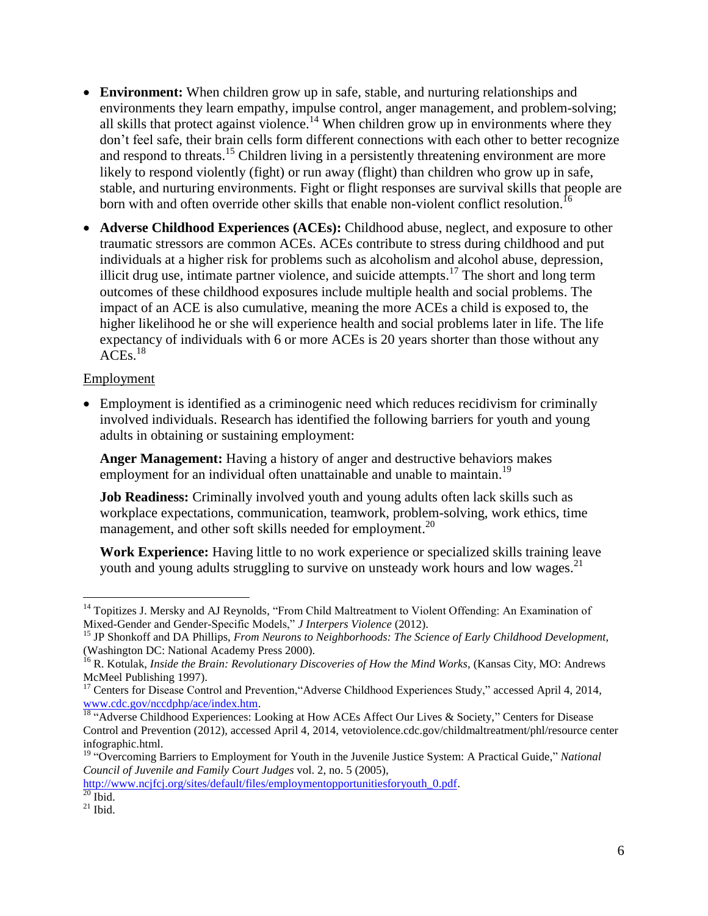- **Environment:** When children grow up in safe, stable, and nurturing relationships and environments they learn empathy, impulse control, anger management, and problem-solving; all skills that protect against violence.[14] When children grow up in environments where they don't feel safe, their brain cells form different connections with each other to better recognize and respond to threats.[15] Children living in a persistently threatening environment are more likely to respond violently (fight) or run away (flight) than children who grow up in safe, stable, and nurturing environments. Fight or flight responses are survival skills that people are born with and often override other skills that enable non-violent conflict resolution.[16]
- **Adverse Childhood Experiences (ACEs):** Childhood abuse, neglect, and exposure to other traumatic stressors are common ACEs. ACEs contribute to stress during childhood and put individuals at a higher risk for problems such as alcoholism and alcohol abuse, depression, illicit drug use, intimate partner violence, and suicide attempts.[17] The short and long term outcomes of these childhood exposures include multiple health and social problems. The impact of an ACE is also cumulative, meaning the more ACEs a child is exposed to, the higher likelihood he or she will experience health and social problems later in life. The life expectancy of individuals with 6 or more ACEs is 20 years shorter than those without any ACEs.[18]

Employment

- Employment is identified as a criminogenic need which reduces recidivism for criminally involved individuals. Research has identified the following barriers for youth and young adults in obtaining or sustaining employment:

  **Anger Management:** Having a history of anger and destructive behaviors makes employment for an individual often unattainable and unable to maintain.[19]

  **Job Readiness:** Criminally involved youth and young adults often lack skills such as workplace expectations, communication, teamwork, problem-solving, work ethics, time management, and other soft skills needed for employment.[20]

  **Work Experience:** Having little to no work experience or specialized skills training leave youth and young adults struggling to survive on unsteady work hours and low wages.[21]

---

[14] Topitizes J. Mersky and AJ Reynolds, "From Child Maltreatment to Violent Offending: An Examination of Mixed-Gender and Gender-Specific Models," *J Interpers Violence* (2012).

[15] JP Shonkoff and DA Phillips, *From Neurons to Neighborhoods: The Science of Early Childhood Development*, (Washington DC: National Academy Press 2000).

[16] R. Kotulak, *Inside the Brain: Revolutionary Discoveries of How the Mind Works*, (Kansas City, MO: Andrews McMeel Publishing 1997).

[17] Centers for Disease Control and Prevention, "Adverse Childhood Experiences Study," accessed April 4, 2014, www.cdc.gov/nccdphp/ace/index.htm.

[18] "Adverse Childhood Experiences: Looking at How ACEs Affect Our Lives & Society," Centers for Disease Control and Prevention (2012), accessed April 4, 2014, vetoviolence.cdc.gov/childmaltreatment/phl/resource center infographic.html.

[19] "Overcoming Barriers to Employment for Youth in the Juvenile Justice System: A Practical Guide," *National Council of Juvenile and Family Court Judges* vol. 2, no. 5 (2005), http://www.ncjfcj.org/sites/default/files/employmentopportunitiesforyouth_0.pdf.

[20] Ibid.

[21] Ibid.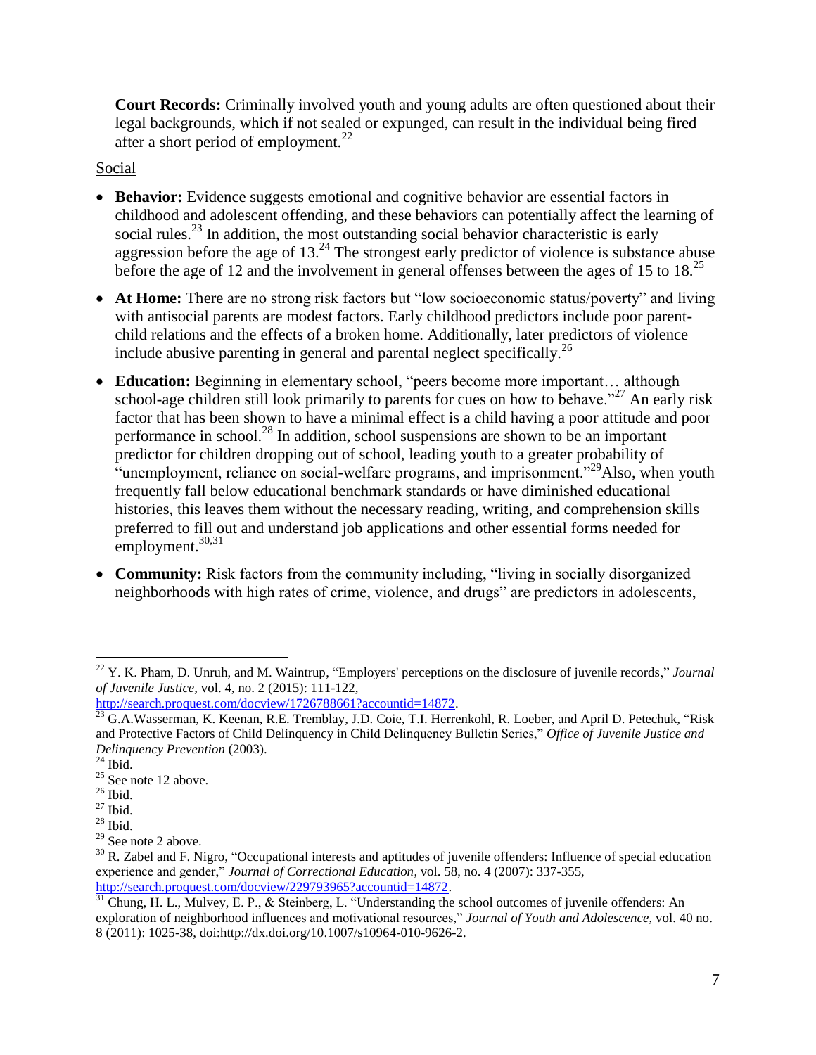**Court Records:** Criminally involved youth and young adults are often questioned about their legal backgrounds, which if not sealed or expunged, can result in the individual being fired after a short period of employment.[22]

Social

- **Behavior:** Evidence suggests emotional and cognitive behavior are essential factors in childhood and adolescent offending, and these behaviors can potentially affect the learning of social rules.[23] In addition, the most outstanding social behavior characteristic is early aggression before the age of 13.[24] The strongest early predictor of violence is substance abuse before the age of 12 and the involvement in general offenses between the ages of 15 to 18.[25]
- **At Home:** There are no strong risk factors but "low socioeconomic status/poverty" and living with antisocial parents are modest factors. Early childhood predictors include poor parent-child relations and the effects of a broken home. Additionally, later predictors of violence include abusive parenting in general and parental neglect specifically.[26]
- **Education:** Beginning in elementary school, "peers become more important… although school-age children still look primarily to parents for cues on how to behave."[27] An early risk factor that has been shown to have a minimal effect is a child having a poor attitude and poor performance in school.[28] In addition, school suspensions are shown to be an important predictor for children dropping out of school, leading youth to a greater probability of "unemployment, reliance on social-welfare programs, and imprisonment."[29]Also, when youth frequently fall below educational benchmark standards or have diminished educational histories, this leaves them without the necessary reading, writing, and comprehension skills preferred to fill out and understand job applications and other essential forms needed for employment.[30,31]
- **Community:** Risk factors from the community including, "living in socially disorganized neighborhoods with high rates of crime, violence, and drugs" are predictors in adolescents,

---

[22] Y. K. Pham, D. Unruh, and M. Waintrup, "Employers' perceptions on the disclosure of juvenile records," *Journal of Juvenile Justice,* vol. 4, no. 2 (2015): 111-122, http://search.proquest.com/docview/1726788661?accountid=14872.

[23] G.A.Wasserman, K. Keenan, R.E. Tremblay, J.D. Coie, T.I. Herrenkohl, R. Loeber, and April D. Petechuk, "Risk and Protective Factors of Child Delinquency in Child Delinquency Bulletin Series," *Office of Juvenile Justice and Delinquency Prevention* (2003).

[24] Ibid.

[25] See note 12 above.

[26] Ibid.

[27] Ibid.

[28] Ibid.

[29] See note 2 above.

[30] R. Zabel and F. Nigro, "Occupational interests and aptitudes of juvenile offenders: Influence of special education experience and gender," *Journal of Correctional Education,* vol. 58, no. 4 (2007): 337-355, http://search.proquest.com/docview/229793965?accountid=14872.

[31] Chung, H. L., Mulvey, E. P., & Steinberg, L. "Understanding the school outcomes of juvenile offenders: An exploration of neighborhood influences and motivational resources," *Journal of Youth and Adolescence*, vol. 40 no. 8 (2011): 1025-38, doi:http://dx.doi.org/10.1007/s10964-010-9626-2.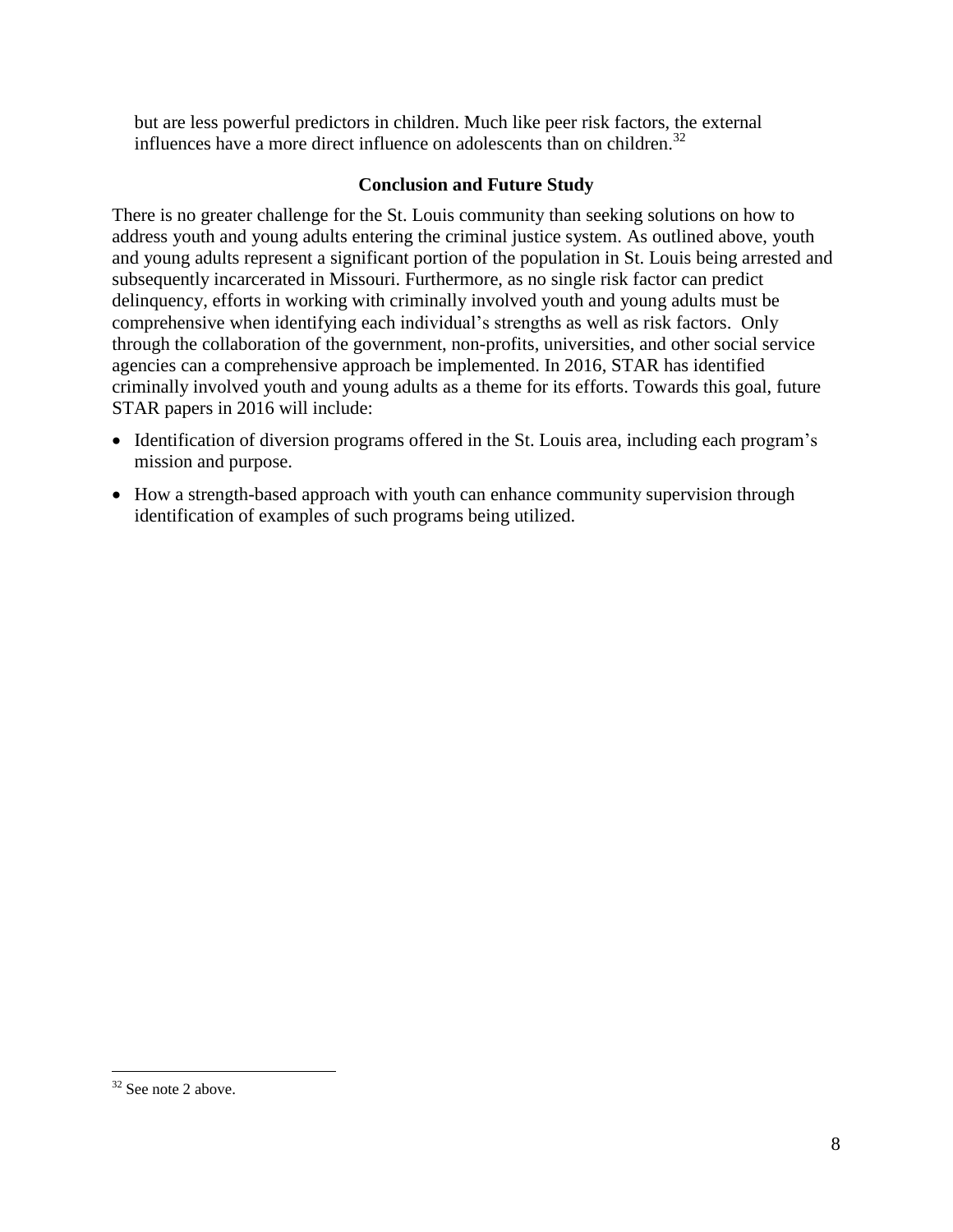but are less powerful predictors in children. Much like peer risk factors, the external influences have a more direct influence on adolescents than on children.[32]

## Conclusion and Future Study

There is no greater challenge for the St. Louis community than seeking solutions on how to address youth and young adults entering the criminal justice system. As outlined above, youth and young adults represent a significant portion of the population in St. Louis being arrested and subsequently incarcerated in Missouri. Furthermore, as no single risk factor can predict delinquency, efforts in working with criminally involved youth and young adults must be comprehensive when identifying each individual's strengths as well as risk factors. Only through the collaboration of the government, non-profits, universities, and other social service agencies can a comprehensive approach be implemented. In 2016, STAR has identified criminally involved youth and young adults as a theme for its efforts. Towards this goal, future STAR papers in 2016 will include:

- Identification of diversion programs offered in the St. Louis area, including each program's mission and purpose.
- How a strength-based approach with youth can enhance community supervision through identification of examples of such programs being utilized.

[32] See note 2 above.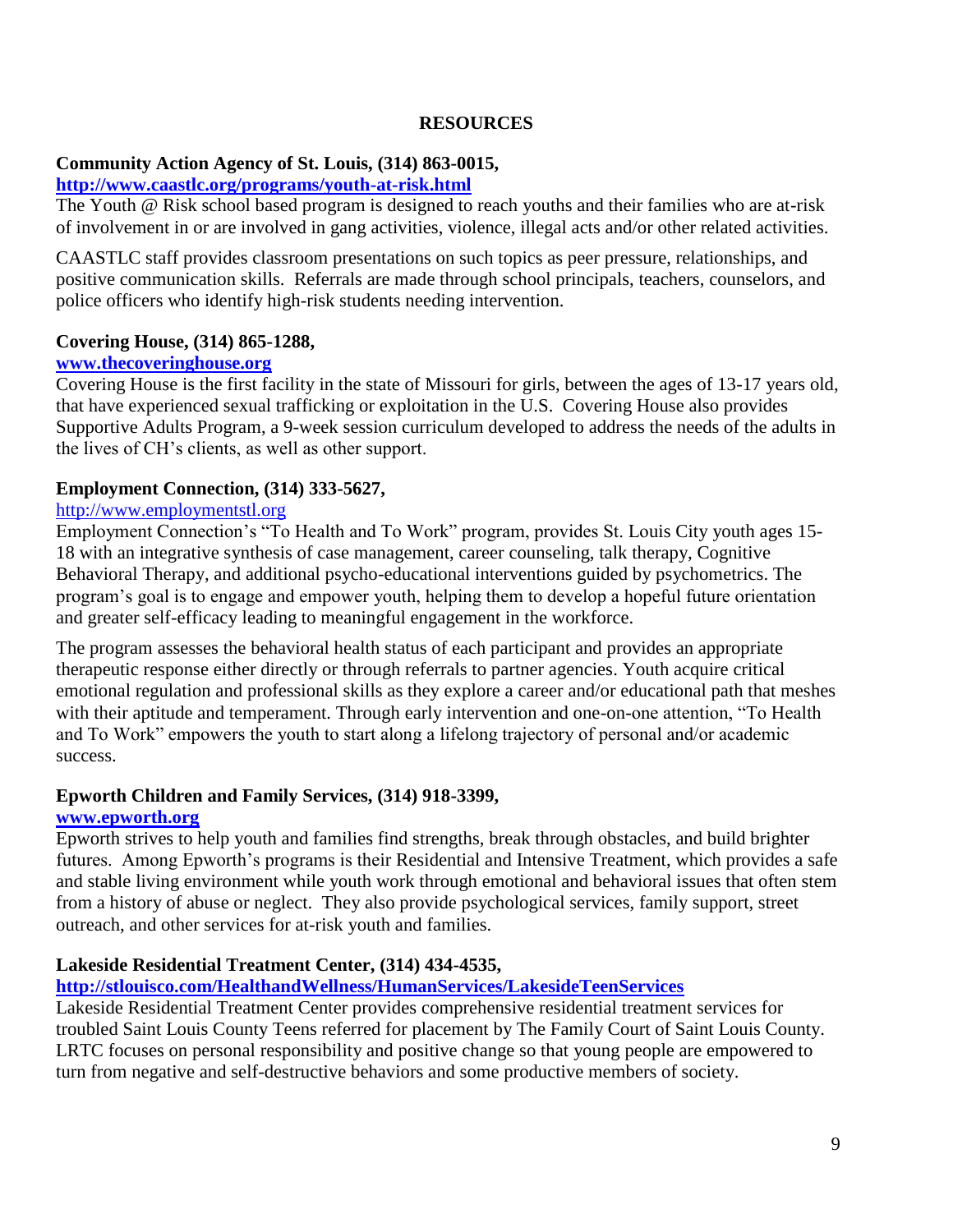## RESOURCES

**Community Action Agency of St. Louis, (314) 863-0015,**
**http://www.caastlc.org/programs/youth-at-risk.html**
The Youth @ Risk school based program is designed to reach youths and their families who are at-risk of involvement in or are involved in gang activities, violence, illegal acts and/or other related activities.

CAASTLC staff provides classroom presentations on such topics as peer pressure, relationships, and positive communication skills. Referrals are made through school principals, teachers, counselors, and police officers who identify high-risk students needing intervention.

**Covering House, (314) 865-1288,**
**www.thecoveringhouse.org**
Covering House is the first facility in the state of Missouri for girls, between the ages of 13-17 years old, that have experienced sexual trafficking or exploitation in the U.S. Covering House also provides Supportive Adults Program, a 9-week session curriculum developed to address the needs of the adults in the lives of CH's clients, as well as other support.

**Employment Connection, (314) 333-5627,**
http://www.employmentstl.org
Employment Connection's "To Health and To Work" program, provides St. Louis City youth ages 15-18 with an integrative synthesis of case management, career counseling, talk therapy, Cognitive Behavioral Therapy, and additional psycho-educational interventions guided by psychometrics. The program's goal is to engage and empower youth, helping them to develop a hopeful future orientation and greater self-efficacy leading to meaningful engagement in the workforce.

The program assesses the behavioral health status of each participant and provides an appropriate therapeutic response either directly or through referrals to partner agencies. Youth acquire critical emotional regulation and professional skills as they explore a career and/or educational path that meshes with their aptitude and temperament. Through early intervention and one-on-one attention, "To Health and To Work" empowers the youth to start along a lifelong trajectory of personal and/or academic success.

**Epworth Children and Family Services, (314) 918-3399,**
**www.epworth.org**
Epworth strives to help youth and families find strengths, break through obstacles, and build brighter futures. Among Epworth's programs is their Residential and Intensive Treatment, which provides a safe and stable living environment while youth work through emotional and behavioral issues that often stem from a history of abuse or neglect. They also provide psychological services, family support, street outreach, and other services for at-risk youth and families.

**Lakeside Residential Treatment Center, (314) 434-4535,**
**http://stlouisco.com/HealthandWellness/HumanServices/LakesideTeenServices**
Lakeside Residential Treatment Center provides comprehensive residential treatment services for troubled Saint Louis County Teens referred for placement by The Family Court of Saint Louis County. LRTC focuses on personal responsibility and positive change so that young people are empowered to turn from negative and self-destructive behaviors and some productive members of society.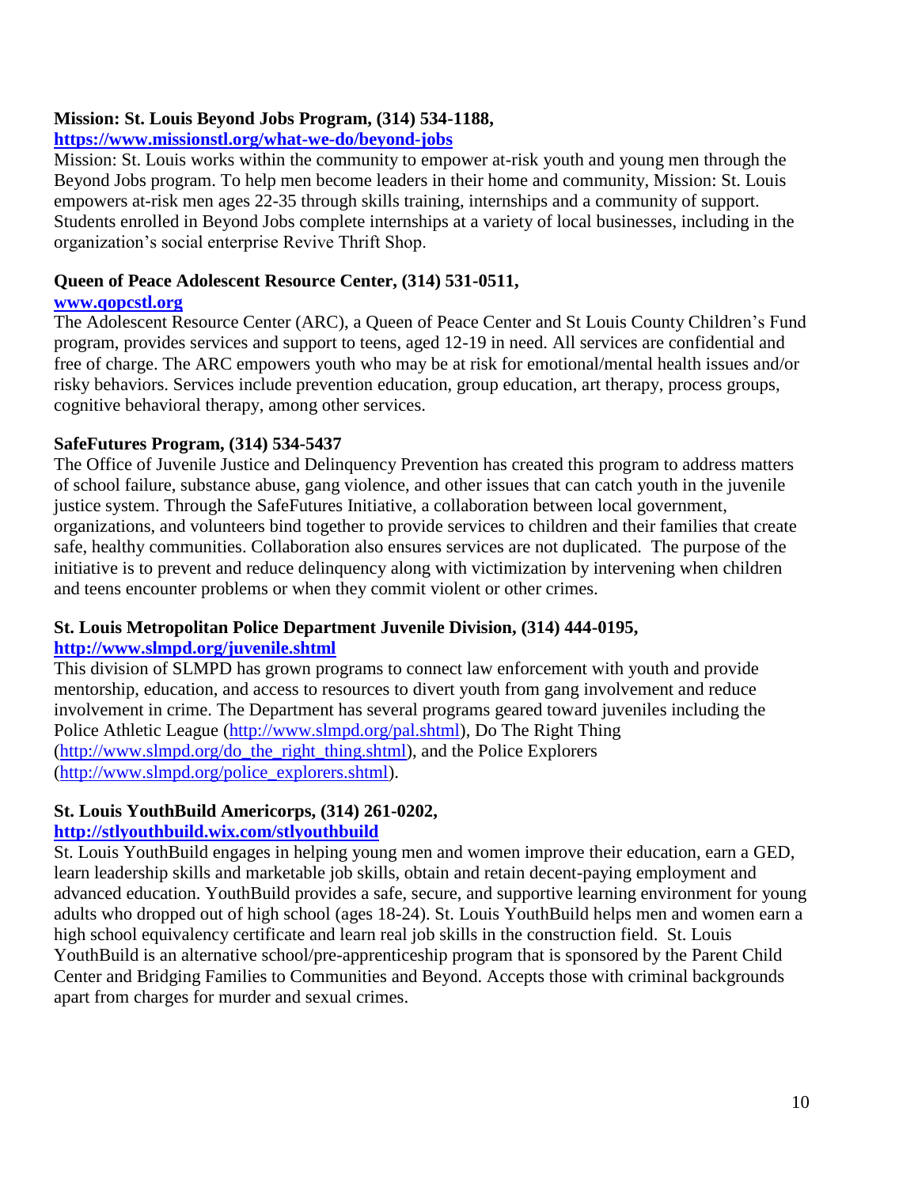**Mission: St. Louis Beyond Jobs Program, (314) 534-1188,**
**https://www.missionstl.org/what-we-do/beyond-jobs**

Mission: St. Louis works within the community to empower at-risk youth and young men through the Beyond Jobs program. To help men become leaders in their home and community, Mission: St. Louis empowers at-risk men ages 22-35 through skills training, internships and a community of support. Students enrolled in Beyond Jobs complete internships at a variety of local businesses, including in the organization's social enterprise Revive Thrift Shop.

**Queen of Peace Adolescent Resource Center, (314) 531-0511,**
**www.qopcstl.org**

The Adolescent Resource Center (ARC), a Queen of Peace Center and St Louis County Children's Fund program, provides services and support to teens, aged 12-19 in need. All services are confidential and free of charge. The ARC empowers youth who may be at risk for emotional/mental health issues and/or risky behaviors. Services include prevention education, group education, art therapy, process groups, cognitive behavioral therapy, among other services.

**SafeFutures Program, (314) 534-5437**

The Office of Juvenile Justice and Delinquency Prevention has created this program to address matters of school failure, substance abuse, gang violence, and other issues that can catch youth in the juvenile justice system. Through the SafeFutures Initiative, a collaboration between local government, organizations, and volunteers bind together to provide services to children and their families that create safe, healthy communities. Collaboration also ensures services are not duplicated. The purpose of the initiative is to prevent and reduce delinquency along with victimization by intervening when children and teens encounter problems or when they commit violent or other crimes.

**St. Louis Metropolitan Police Department Juvenile Division, (314) 444-0195,**
**http://www.slmpd.org/juvenile.shtml**

This division of SLMPD has grown programs to connect law enforcement with youth and provide mentorship, education, and access to resources to divert youth from gang involvement and reduce involvement in crime. The Department has several programs geared toward juveniles including the Police Athletic League (http://www.slmpd.org/pal.shtml), Do The Right Thing (http://www.slmpd.org/do_the_right_thing.shtml), and the Police Explorers (http://www.slmpd.org/police_explorers.shtml).

**St. Louis YouthBuild Americorps, (314) 261-0202,**
**http://stlyouthbuild.wix.com/stlyouthbuild**

St. Louis YouthBuild engages in helping young men and women improve their education, earn a GED, learn leadership skills and marketable job skills, obtain and retain decent-paying employment and advanced education. YouthBuild provides a safe, secure, and supportive learning environment for young adults who dropped out of high school (ages 18-24). St. Louis YouthBuild helps men and women earn a high school equivalency certificate and learn real job skills in the construction field. St. Louis YouthBuild is an alternative school/pre-apprenticeship program that is sponsored by the Parent Child Center and Bridging Families to Communities and Beyond. Accepts those with criminal backgrounds apart from charges for murder and sexual crimes.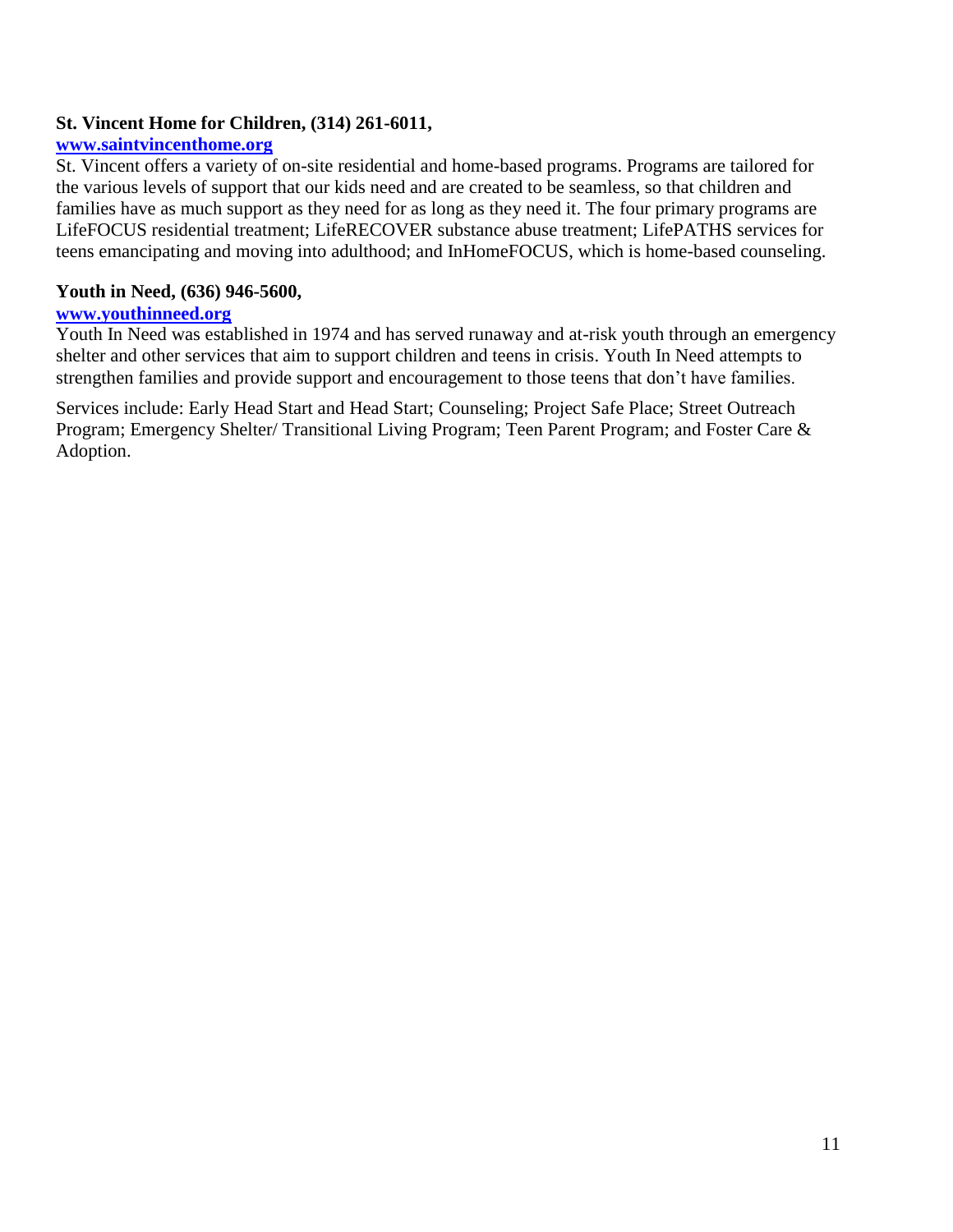**St. Vincent Home for Children, (314) 261-6011,**
**[www.saintvincenthome.org](http://www.saintvincenthome.org)**
St. Vincent offers a variety of on-site residential and home-based programs. Programs are tailored for the various levels of support that our kids need and are created to be seamless, so that children and families have as much support as they need for as long as they need it. The four primary programs are LifeFOCUS residential treatment; LifeRECOVER substance abuse treatment; LifePATHS services for teens emancipating and moving into adulthood; and InHomeFOCUS, which is home-based counseling.

**Youth in Need, (636) 946-5600,**
**[www.youthinneed.org](http://www.youthinneed.org)**
Youth In Need was established in 1974 and has served runaway and at-risk youth through an emergency shelter and other services that aim to support children and teens in crisis. Youth In Need attempts to strengthen families and provide support and encouragement to those teens that don't have families.

Services include: Early Head Start and Head Start; Counseling; Project Safe Place; Street Outreach Program; Emergency Shelter/ Transitional Living Program; Teen Parent Program; and Foster Care & Adoption.